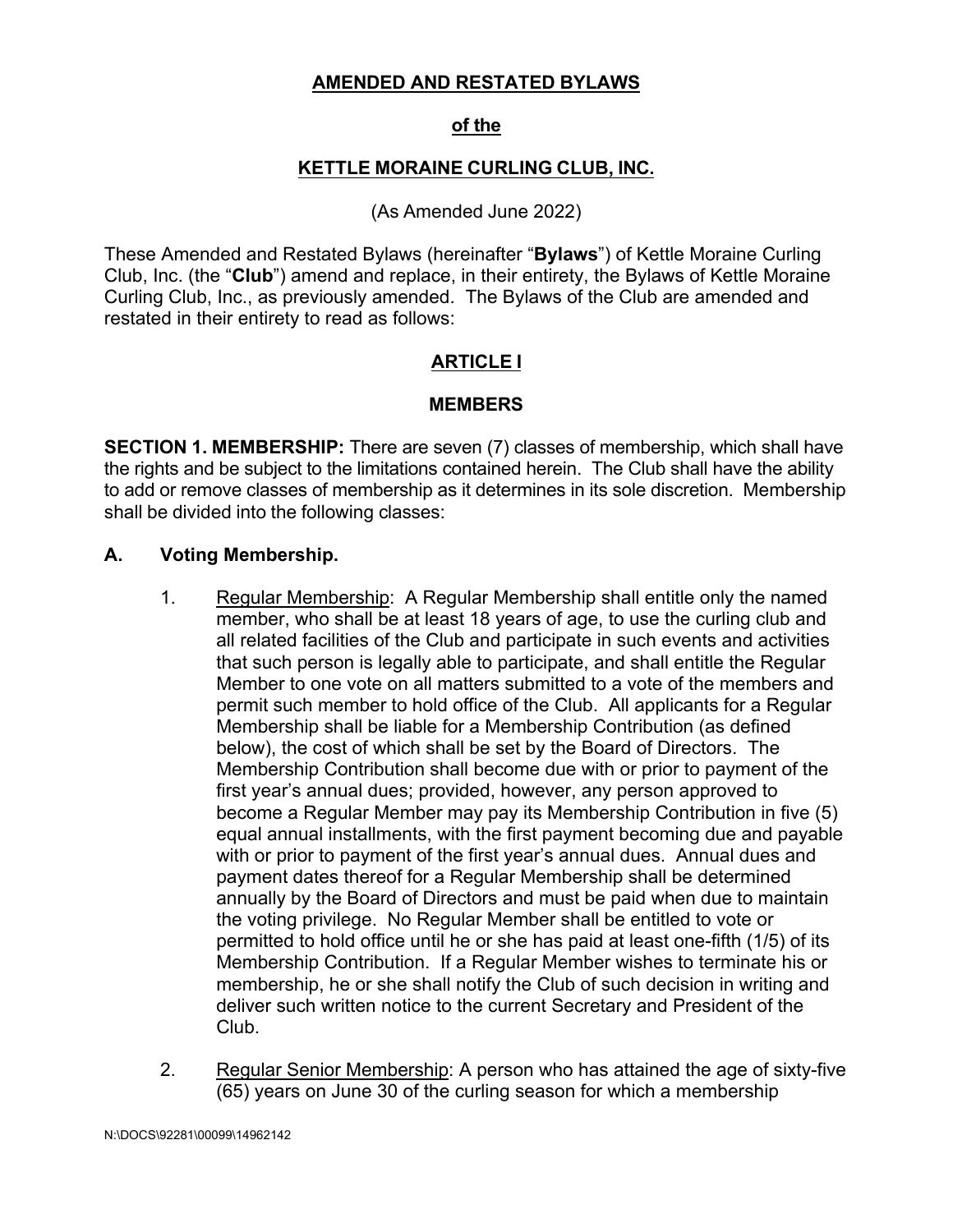**AMENDED AND RESTATED BYLAWS**

**of the**

**KETTLE MORAINE CURLING CLUB, INC.**

(As Amended June 2022)

These Amended and Restated Bylaws (hereinafter "**Bylaws**") of Kettle Moraine Curling Club, Inc. (the "**Club**") amend and replace, in their entirety, the Bylaws of Kettle Moraine Curling Club, Inc., as previously amended. The Bylaws of the Club are amended and restated in their entirety to read as follows:

## ARTICLE I

## MEMBERS

**SECTION 1. MEMBERSHIP:** There are seven (7) classes of membership, which shall have the rights and be subject to the limitations contained herein. The Club shall have the ability to add or remove classes of membership as it determines in its sole discretion. Membership shall be divided into the following classes:

### A. Voting Membership.

1. Regular Membership: A Regular Membership shall entitle only the named member, who shall be at least 18 years of age, to use the curling club and all related facilities of the Club and participate in such events and activities that such person is legally able to participate, and shall entitle the Regular Member to one vote on all matters submitted to a vote of the members and permit such member to hold office of the Club. All applicants for a Regular Membership shall be liable for a Membership Contribution (as defined below), the cost of which shall be set by the Board of Directors. The Membership Contribution shall become due with or prior to payment of the first year's annual dues; provided, however, any person approved to become a Regular Member may pay its Membership Contribution in five (5) equal annual installments, with the first payment becoming due and payable with or prior to payment of the first year's annual dues. Annual dues and payment dates thereof for a Regular Membership shall be determined annually by the Board of Directors and must be paid when due to maintain the voting privilege. No Regular Member shall be entitled to vote or permitted to hold office until he or she has paid at least one-fifth (1/5) of its Membership Contribution. If a Regular Member wishes to terminate his or membership, he or she shall notify the Club of such decision in writing and deliver such written notice to the current Secretary and President of the Club.

2. Regular Senior Membership: A person who has attained the age of sixty-five (65) years on June 30 of the curling season for which a membership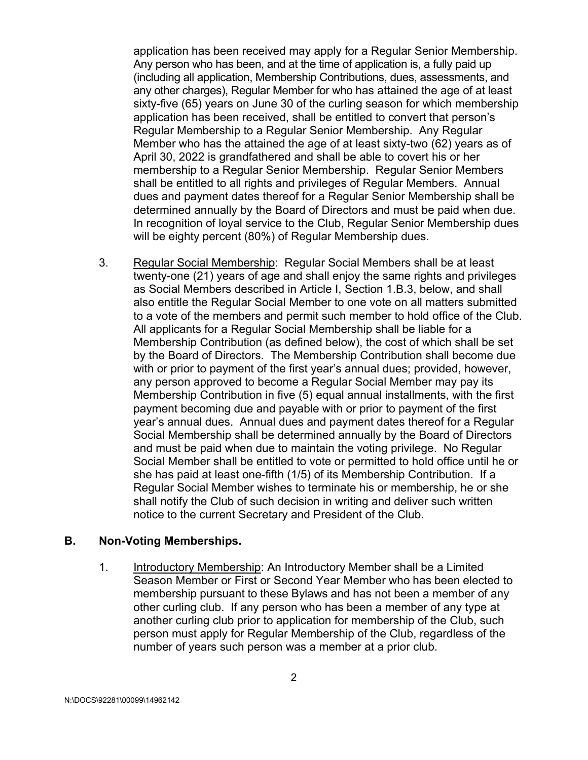application has been received may apply for a Regular Senior Membership. Any person who has been, and at the time of application is, a fully paid up (including all application, Membership Contributions, dues, assessments, and any other charges), Regular Member for who has attained the age of at least sixty-five (65) years on June 30 of the curling season for which membership application has been received, shall be entitled to convert that person's Regular Membership to a Regular Senior Membership. Any Regular Member who has the attained the age of at least sixty-two (62) years as of April 30, 2022 is grandfathered and shall be able to covert his or her membership to a Regular Senior Membership. Regular Senior Members shall be entitled to all rights and privileges of Regular Members. Annual dues and payment dates thereof for a Regular Senior Membership shall be determined annually by the Board of Directors and must be paid when due. In recognition of loyal service to the Club, Regular Senior Membership dues will be eighty percent (80%) of Regular Membership dues.

3. Regular Social Membership: Regular Social Members shall be at least twenty-one (21) years of age and shall enjoy the same rights and privileges as Social Members described in Article I, Section 1.B.3, below, and shall also entitle the Regular Social Member to one vote on all matters submitted to a vote of the members and permit such member to hold office of the Club. All applicants for a Regular Social Membership shall be liable for a Membership Contribution (as defined below), the cost of which shall be set by the Board of Directors. The Membership Contribution shall become due with or prior to payment of the first year's annual dues; provided, however, any person approved to become a Regular Social Member may pay its Membership Contribution in five (5) equal annual installments, with the first payment becoming due and payable with or prior to payment of the first year's annual dues. Annual dues and payment dates thereof for a Regular Social Membership shall be determined annually by the Board of Directors and must be paid when due to maintain the voting privilege. No Regular Social Member shall be entitled to vote or permitted to hold office until he or she has paid at least one-fifth (1/5) of its Membership Contribution. If a Regular Social Member wishes to terminate his or membership, he or she shall notify the Club of such decision in writing and deliver such written notice to the current Secretary and President of the Club.

## B. Non-Voting Memberships.

1. Introductory Membership: An Introductory Member shall be a Limited Season Member or First or Second Year Member who has been elected to membership pursuant to these Bylaws and has not been a member of any other curling club. If any person who has been a member of any type at another curling club prior to application for membership of the Club, such person must apply for Regular Membership of the Club, regardless of the number of years such person was a member at a prior club.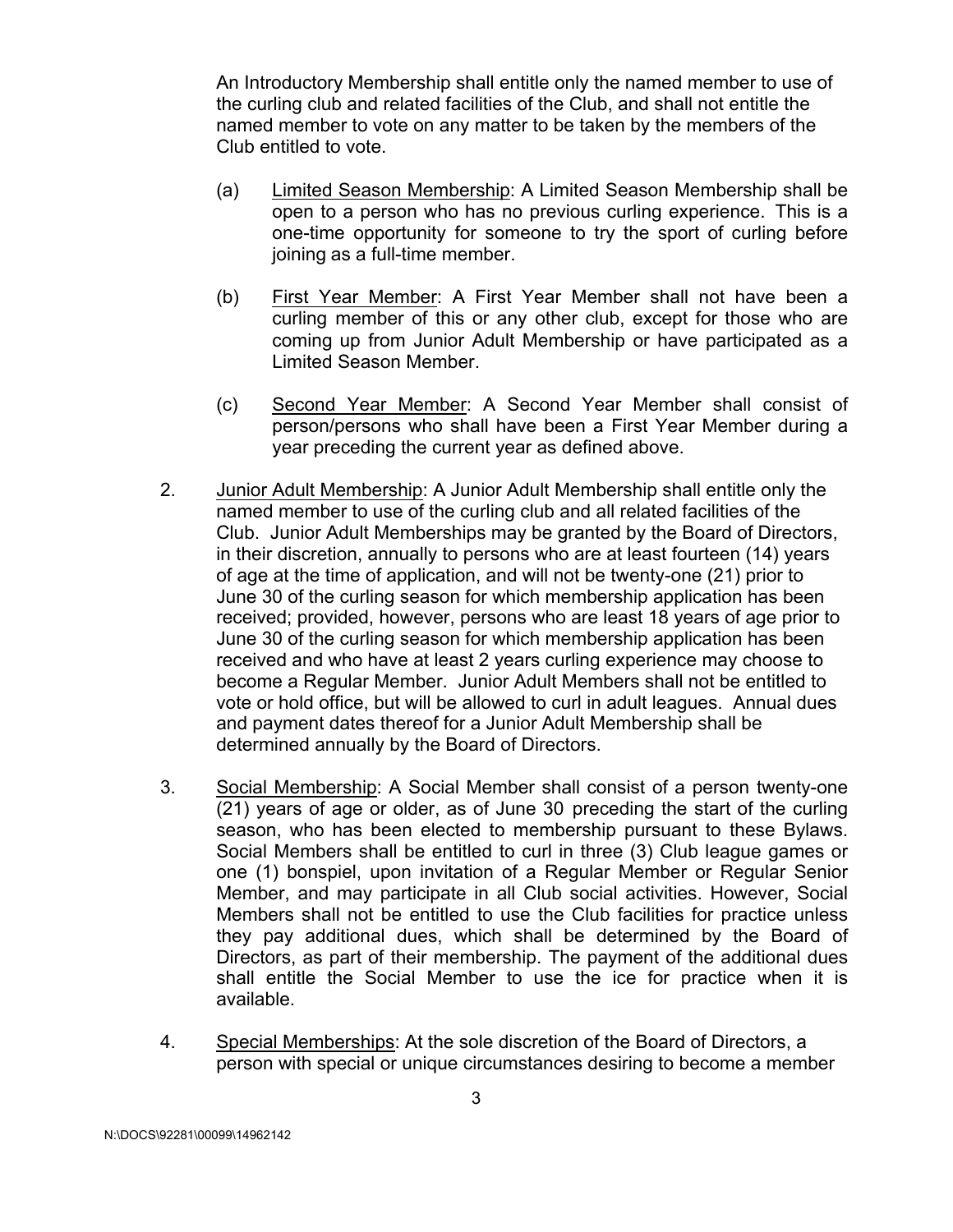An Introductory Membership shall entitle only the named member to use of the curling club and related facilities of the Club, and shall not entitle the named member to vote on any matter to be taken by the members of the Club entitled to vote.

(a) Limited Season Membership: A Limited Season Membership shall be open to a person who has no previous curling experience. This is a one-time opportunity for someone to try the sport of curling before joining as a full-time member.

(b) First Year Member: A First Year Member shall not have been a curling member of this or any other club, except for those who are coming up from Junior Adult Membership or have participated as a Limited Season Member.

(c) Second Year Member: A Second Year Member shall consist of person/persons who shall have been a First Year Member during a year preceding the current year as defined above.

2. Junior Adult Membership: A Junior Adult Membership shall entitle only the named member to use of the curling club and all related facilities of the Club. Junior Adult Memberships may be granted by the Board of Directors, in their discretion, annually to persons who are at least fourteen (14) years of age at the time of application, and will not be twenty-one (21) prior to June 30 of the curling season for which membership application has been received; provided, however, persons who are least 18 years of age prior to June 30 of the curling season for which membership application has been received and who have at least 2 years curling experience may choose to become a Regular Member. Junior Adult Members shall not be entitled to vote or hold office, but will be allowed to curl in adult leagues. Annual dues and payment dates thereof for a Junior Adult Membership shall be determined annually by the Board of Directors.

3. Social Membership: A Social Member shall consist of a person twenty-one (21) years of age or older, as of June 30 preceding the start of the curling season, who has been elected to membership pursuant to these Bylaws. Social Members shall be entitled to curl in three (3) Club league games or one (1) bonspiel, upon invitation of a Regular Member or Regular Senior Member, and may participate in all Club social activities. However, Social Members shall not be entitled to use the Club facilities for practice unless they pay additional dues, which shall be determined by the Board of Directors, as part of their membership. The payment of the additional dues shall entitle the Social Member to use the ice for practice when it is available.

4. Special Memberships: At the sole discretion of the Board of Directors, a person with special or unique circumstances desiring to become a member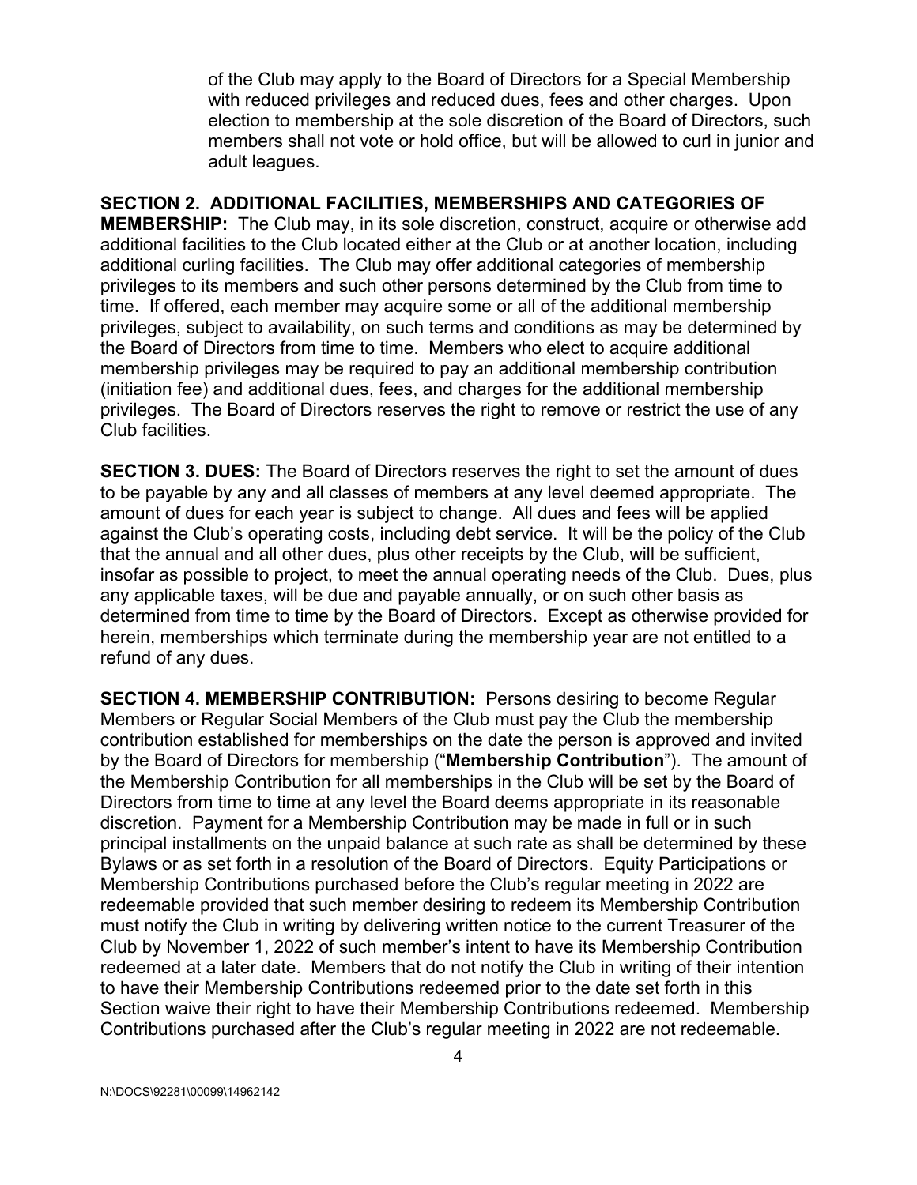of the Club may apply to the Board of Directors for a Special Membership with reduced privileges and reduced dues, fees and other charges. Upon election to membership at the sole discretion of the Board of Directors, such members shall not vote or hold office, but will be allowed to curl in junior and adult leagues.

**SECTION 2. ADDITIONAL FACILITIES, MEMBERSHIPS AND CATEGORIES OF MEMBERSHIP:** The Club may, in its sole discretion, construct, acquire or otherwise add additional facilities to the Club located either at the Club or at another location, including additional curling facilities. The Club may offer additional categories of membership privileges to its members and such other persons determined by the Club from time to time. If offered, each member may acquire some or all of the additional membership privileges, subject to availability, on such terms and conditions as may be determined by the Board of Directors from time to time. Members who elect to acquire additional membership privileges may be required to pay an additional membership contribution (initiation fee) and additional dues, fees, and charges for the additional membership privileges. The Board of Directors reserves the right to remove or restrict the use of any Club facilities.

**SECTION 3. DUES:** The Board of Directors reserves the right to set the amount of dues to be payable by any and all classes of members at any level deemed appropriate. The amount of dues for each year is subject to change. All dues and fees will be applied against the Club's operating costs, including debt service. It will be the policy of the Club that the annual and all other dues, plus other receipts by the Club, will be sufficient, insofar as possible to project, to meet the annual operating needs of the Club. Dues, plus any applicable taxes, will be due and payable annually, or on such other basis as determined from time to time by the Board of Directors. Except as otherwise provided for herein, memberships which terminate during the membership year are not entitled to a refund of any dues.

**SECTION 4. MEMBERSHIP CONTRIBUTION:** Persons desiring to become Regular Members or Regular Social Members of the Club must pay the Club the membership contribution established for memberships on the date the person is approved and invited by the Board of Directors for membership ("**Membership Contribution**"). The amount of the Membership Contribution for all memberships in the Club will be set by the Board of Directors from time to time at any level the Board deems appropriate in its reasonable discretion. Payment for a Membership Contribution may be made in full or in such principal installments on the unpaid balance at such rate as shall be determined by these Bylaws or as set forth in a resolution of the Board of Directors. Equity Participations or Membership Contributions purchased before the Club's regular meeting in 2022 are redeemable provided that such member desiring to redeem its Membership Contribution must notify the Club in writing by delivering written notice to the current Treasurer of the Club by November 1, 2022 of such member's intent to have its Membership Contribution redeemed at a later date. Members that do not notify the Club in writing of their intention to have their Membership Contributions redeemed prior to the date set forth in this Section waive their right to have their Membership Contributions redeemed. Membership Contributions purchased after the Club's regular meeting in 2022 are not redeemable.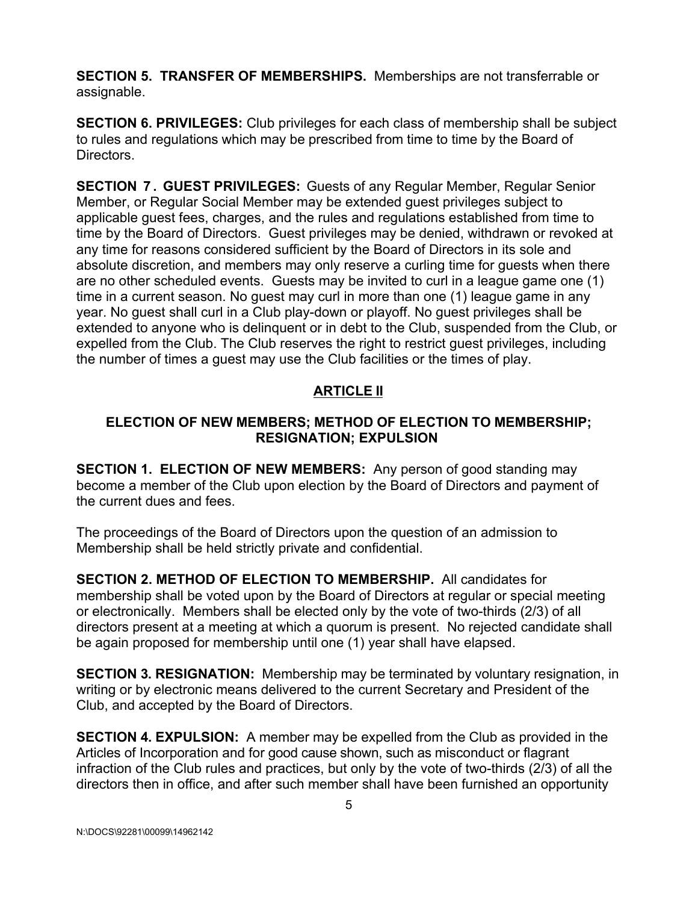**SECTION 5. TRANSFER OF MEMBERSHIPS.** Memberships are not transferrable or assignable.

**SECTION 6. PRIVILEGES:** Club privileges for each class of membership shall be subject to rules and regulations which may be prescribed from time to time by the Board of Directors.

**SECTION 7. GUEST PRIVILEGES:** Guests of any Regular Member, Regular Senior Member, or Regular Social Member may be extended guest privileges subject to applicable guest fees, charges, and the rules and regulations established from time to time by the Board of Directors. Guest privileges may be denied, withdrawn or revoked at any time for reasons considered sufficient by the Board of Directors in its sole and absolute discretion, and members may only reserve a curling time for guests when there are no other scheduled events. Guests may be invited to curl in a league game one (1) time in a current season. No guest may curl in more than one (1) league game in any year. No guest shall curl in a Club play-down or playoff. No guest privileges shall be extended to anyone who is delinquent or in debt to the Club, suspended from the Club, or expelled from the Club. The Club reserves the right to restrict guest privileges, including the number of times a guest may use the Club facilities or the times of play.

## ARTICLE II

### ELECTION OF NEW MEMBERS; METHOD OF ELECTION TO MEMBERSHIP; RESIGNATION; EXPULSION

**SECTION 1. ELECTION OF NEW MEMBERS:** Any person of good standing may become a member of the Club upon election by the Board of Directors and payment of the current dues and fees.

The proceedings of the Board of Directors upon the question of an admission to Membership shall be held strictly private and confidential.

**SECTION 2. METHOD OF ELECTION TO MEMBERSHIP.** All candidates for membership shall be voted upon by the Board of Directors at regular or special meeting or electronically. Members shall be elected only by the vote of two-thirds (2/3) of all directors present at a meeting at which a quorum is present. No rejected candidate shall be again proposed for membership until one (1) year shall have elapsed.

**SECTION 3. RESIGNATION:** Membership may be terminated by voluntary resignation, in writing or by electronic means delivered to the current Secretary and President of the Club, and accepted by the Board of Directors.

**SECTION 4. EXPULSION:** A member may be expelled from the Club as provided in the Articles of Incorporation and for good cause shown, such as misconduct or flagrant infraction of the Club rules and practices, but only by the vote of two-thirds (2/3) of all the directors then in office, and after such member shall have been furnished an opportunity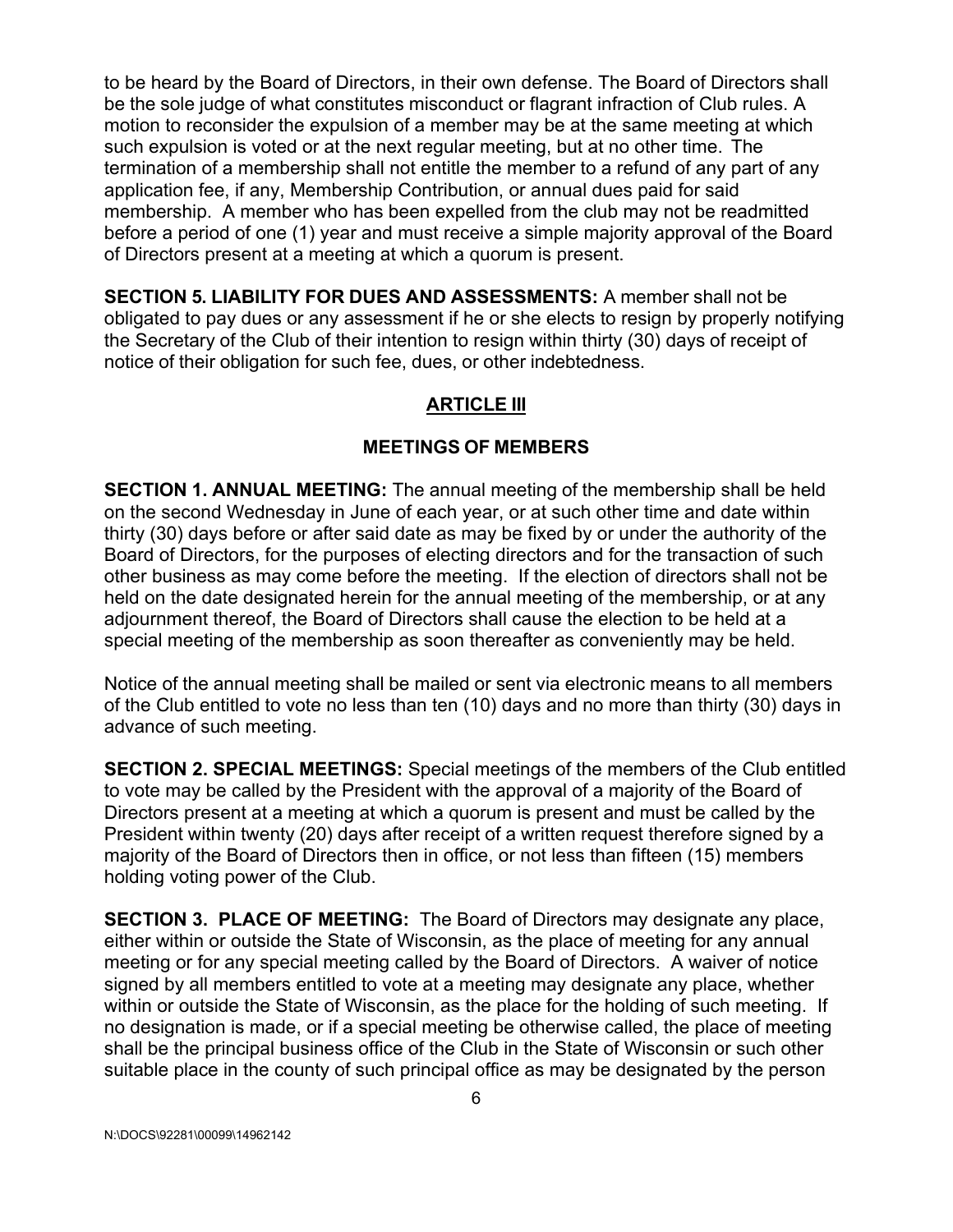to be heard by the Board of Directors, in their own defense. The Board of Directors shall be the sole judge of what constitutes misconduct or flagrant infraction of Club rules. A motion to reconsider the expulsion of a member may be at the same meeting at which such expulsion is voted or at the next regular meeting, but at no other time. The termination of a membership shall not entitle the member to a refund of any part of any application fee, if any, Membership Contribution, or annual dues paid for said membership. A member who has been expelled from the club may not be readmitted before a period of one (1) year and must receive a simple majority approval of the Board of Directors present at a meeting at which a quorum is present.

**SECTION 5. LIABILITY FOR DUES AND ASSESSMENTS:** A member shall not be obligated to pay dues or any assessment if he or she elects to resign by properly notifying the Secretary of the Club of their intention to resign within thirty (30) days of receipt of notice of their obligation for such fee, dues, or other indebtedness.

## ARTICLE III

## MEETINGS OF MEMBERS

**SECTION 1. ANNUAL MEETING:** The annual meeting of the membership shall be held on the second Wednesday in June of each year, or at such other time and date within thirty (30) days before or after said date as may be fixed by or under the authority of the Board of Directors, for the purposes of electing directors and for the transaction of such other business as may come before the meeting. If the election of directors shall not be held on the date designated herein for the annual meeting of the membership, or at any adjournment thereof, the Board of Directors shall cause the election to be held at a special meeting of the membership as soon thereafter as conveniently may be held.

Notice of the annual meeting shall be mailed or sent via electronic means to all members of the Club entitled to vote no less than ten (10) days and no more than thirty (30) days in advance of such meeting.

**SECTION 2. SPECIAL MEETINGS:** Special meetings of the members of the Club entitled to vote may be called by the President with the approval of a majority of the Board of Directors present at a meeting at which a quorum is present and must be called by the President within twenty (20) days after receipt of a written request therefore signed by a majority of the Board of Directors then in office, or not less than fifteen (15) members holding voting power of the Club.

**SECTION 3. PLACE OF MEETING:** The Board of Directors may designate any place, either within or outside the State of Wisconsin, as the place of meeting for any annual meeting or for any special meeting called by the Board of Directors. A waiver of notice signed by all members entitled to vote at a meeting may designate any place, whether within or outside the State of Wisconsin, as the place for the holding of such meeting. If no designation is made, or if a special meeting be otherwise called, the place of meeting shall be the principal business office of the Club in the State of Wisconsin or such other suitable place in the county of such principal office as may be designated by the person

N:\DOCS\92281\00099\14962142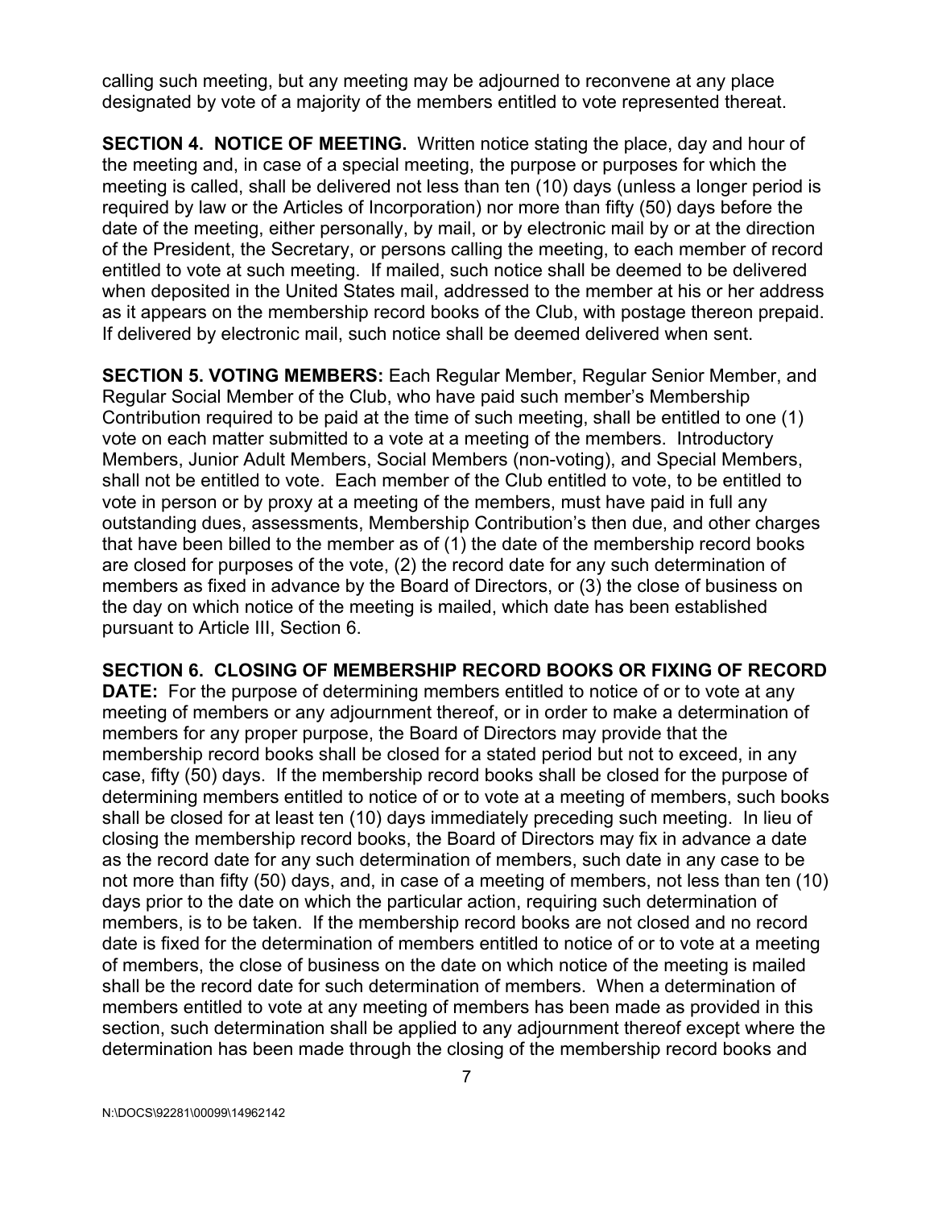calling such meeting, but any meeting may be adjourned to reconvene at any place designated by vote of a majority of the members entitled to vote represented thereat.

**SECTION 4. NOTICE OF MEETING.** Written notice stating the place, day and hour of the meeting and, in case of a special meeting, the purpose or purposes for which the meeting is called, shall be delivered not less than ten (10) days (unless a longer period is required by law or the Articles of Incorporation) nor more than fifty (50) days before the date of the meeting, either personally, by mail, or by electronic mail by or at the direction of the President, the Secretary, or persons calling the meeting, to each member of record entitled to vote at such meeting. If mailed, such notice shall be deemed to be delivered when deposited in the United States mail, addressed to the member at his or her address as it appears on the membership record books of the Club, with postage thereon prepaid. If delivered by electronic mail, such notice shall be deemed delivered when sent.

**SECTION 5. VOTING MEMBERS:** Each Regular Member, Regular Senior Member, and Regular Social Member of the Club, who have paid such member's Membership Contribution required to be paid at the time of such meeting, shall be entitled to one (1) vote on each matter submitted to a vote at a meeting of the members. Introductory Members, Junior Adult Members, Social Members (non-voting), and Special Members, shall not be entitled to vote. Each member of the Club entitled to vote, to be entitled to vote in person or by proxy at a meeting of the members, must have paid in full any outstanding dues, assessments, Membership Contribution's then due, and other charges that have been billed to the member as of (1) the date of the membership record books are closed for purposes of the vote, (2) the record date for any such determination of members as fixed in advance by the Board of Directors, or (3) the close of business on the day on which notice of the meeting is mailed, which date has been established pursuant to Article III, Section 6.

**SECTION 6. CLOSING OF MEMBERSHIP RECORD BOOKS OR FIXING OF RECORD DATE:** For the purpose of determining members entitled to notice of or to vote at any meeting of members or any adjournment thereof, or in order to make a determination of members for any proper purpose, the Board of Directors may provide that the membership record books shall be closed for a stated period but not to exceed, in any case, fifty (50) days. If the membership record books shall be closed for the purpose of determining members entitled to notice of or to vote at a meeting of members, such books shall be closed for at least ten (10) days immediately preceding such meeting. In lieu of closing the membership record books, the Board of Directors may fix in advance a date as the record date for any such determination of members, such date in any case to be not more than fifty (50) days, and, in case of a meeting of members, not less than ten (10) days prior to the date on which the particular action, requiring such determination of members, is to be taken. If the membership record books are not closed and no record date is fixed for the determination of members entitled to notice of or to vote at a meeting of members, the close of business on the date on which notice of the meeting is mailed shall be the record date for such determination of members. When a determination of members entitled to vote at any meeting of members has been made as provided in this section, such determination shall be applied to any adjournment thereof except where the determination has been made through the closing of the membership record books and

N:\DOCS\92281\00099\14962142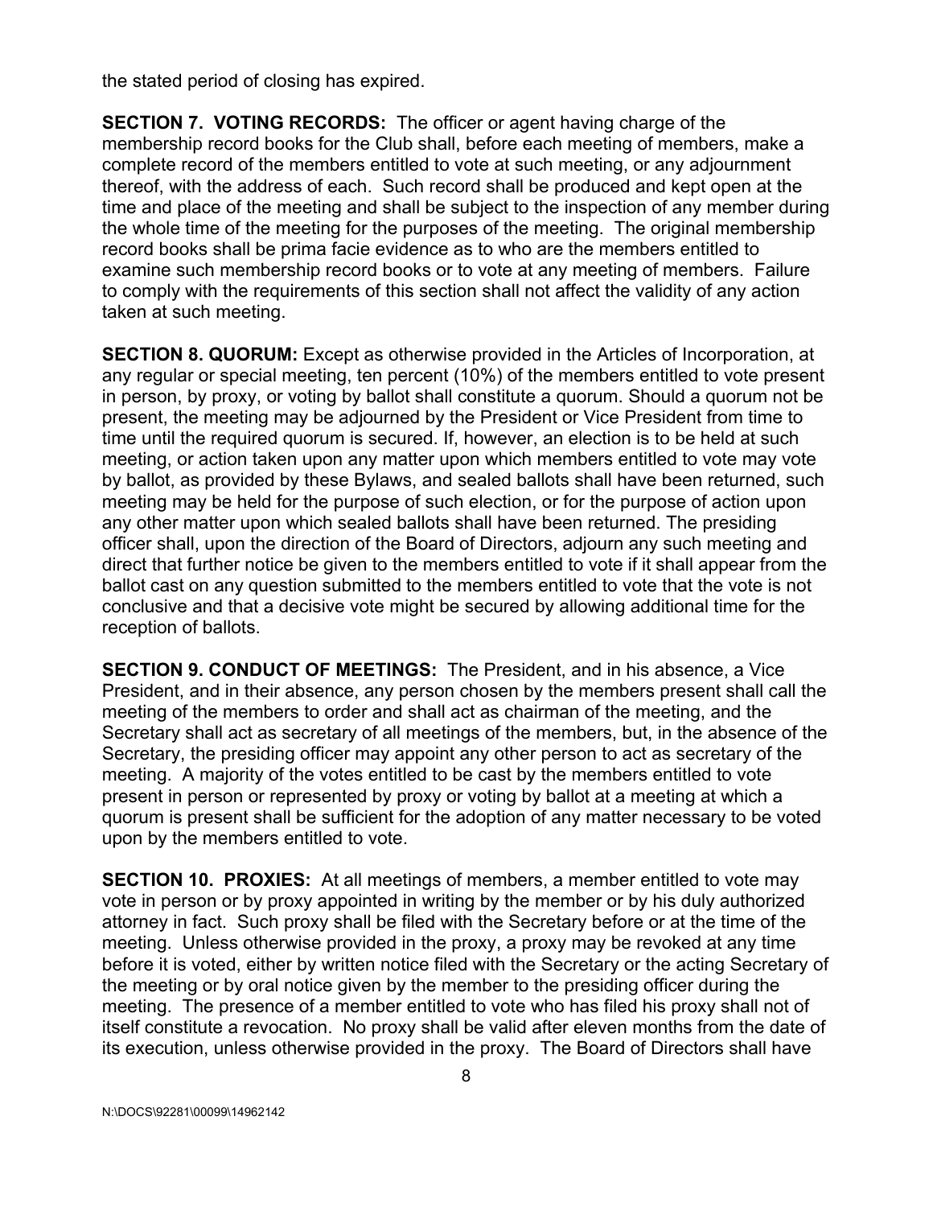the stated period of closing has expired.

**SECTION 7. VOTING RECORDS:** The officer or agent having charge of the membership record books for the Club shall, before each meeting of members, make a complete record of the members entitled to vote at such meeting, or any adjournment thereof, with the address of each. Such record shall be produced and kept open at the time and place of the meeting and shall be subject to the inspection of any member during the whole time of the meeting for the purposes of the meeting. The original membership record books shall be prima facie evidence as to who are the members entitled to examine such membership record books or to vote at any meeting of members. Failure to comply with the requirements of this section shall not affect the validity of any action taken at such meeting.

**SECTION 8. QUORUM:** Except as otherwise provided in the Articles of Incorporation, at any regular or special meeting, ten percent (10%) of the members entitled to vote present in person, by proxy, or voting by ballot shall constitute a quorum. Should a quorum not be present, the meeting may be adjourned by the President or Vice President from time to time until the required quorum is secured. If, however, an election is to be held at such meeting, or action taken upon any matter upon which members entitled to vote may vote by ballot, as provided by these Bylaws, and sealed ballots shall have been returned, such meeting may be held for the purpose of such election, or for the purpose of action upon any other matter upon which sealed ballots shall have been returned. The presiding officer shall, upon the direction of the Board of Directors, adjourn any such meeting and direct that further notice be given to the members entitled to vote if it shall appear from the ballot cast on any question submitted to the members entitled to vote that the vote is not conclusive and that a decisive vote might be secured by allowing additional time for the reception of ballots.

**SECTION 9. CONDUCT OF MEETINGS:** The President, and in his absence, a Vice President, and in their absence, any person chosen by the members present shall call the meeting of the members to order and shall act as chairman of the meeting, and the Secretary shall act as secretary of all meetings of the members, but, in the absence of the Secretary, the presiding officer may appoint any other person to act as secretary of the meeting. A majority of the votes entitled to be cast by the members entitled to vote present in person or represented by proxy or voting by ballot at a meeting at which a quorum is present shall be sufficient for the adoption of any matter necessary to be voted upon by the members entitled to vote.

**SECTION 10. PROXIES:** At all meetings of members, a member entitled to vote may vote in person or by proxy appointed in writing by the member or by his duly authorized attorney in fact. Such proxy shall be filed with the Secretary before or at the time of the meeting. Unless otherwise provided in the proxy, a proxy may be revoked at any time before it is voted, either by written notice filed with the Secretary or the acting Secretary of the meeting or by oral notice given by the member to the presiding officer during the meeting. The presence of a member entitled to vote who has filed his proxy shall not of itself constitute a revocation. No proxy shall be valid after eleven months from the date of its execution, unless otherwise provided in the proxy. The Board of Directors shall have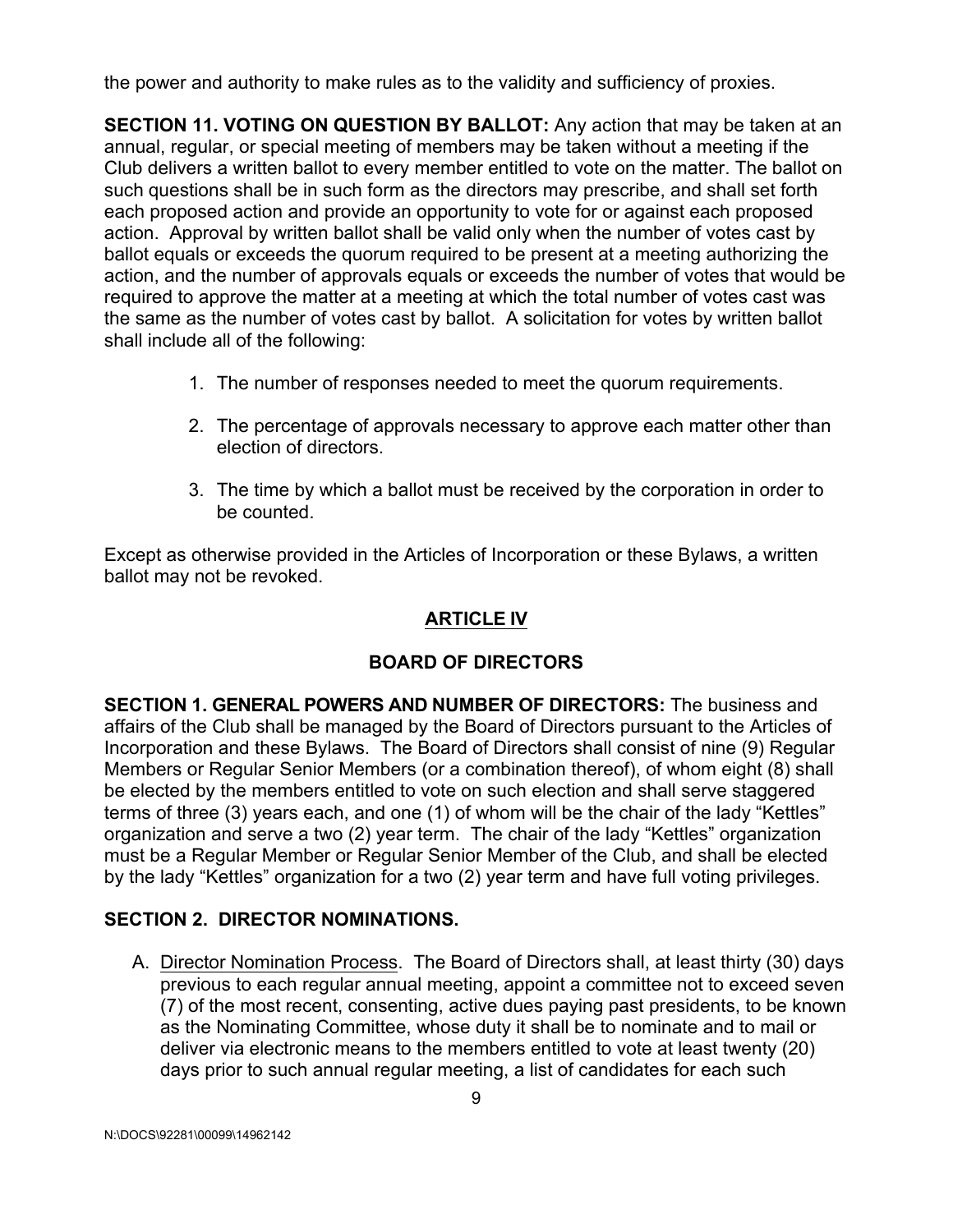the power and authority to make rules as to the validity and sufficiency of proxies.

**SECTION 11. VOTING ON QUESTION BY BALLOT:** Any action that may be taken at an annual, regular, or special meeting of members may be taken without a meeting if the Club delivers a written ballot to every member entitled to vote on the matter. The ballot on such questions shall be in such form as the directors may prescribe, and shall set forth each proposed action and provide an opportunity to vote for or against each proposed action. Approval by written ballot shall be valid only when the number of votes cast by ballot equals or exceeds the quorum required to be present at a meeting authorizing the action, and the number of approvals equals or exceeds the number of votes that would be required to approve the matter at a meeting at which the total number of votes cast was the same as the number of votes cast by ballot. A solicitation for votes by written ballot shall include all of the following:

1. The number of responses needed to meet the quorum requirements.
2. The percentage of approvals necessary to approve each matter other than election of directors.
3. The time by which a ballot must be received by the corporation in order to be counted.

Except as otherwise provided in the Articles of Incorporation or these Bylaws, a written ballot may not be revoked.

## ARTICLE IV

## BOARD OF DIRECTORS

**SECTION 1. GENERAL POWERS AND NUMBER OF DIRECTORS:** The business and affairs of the Club shall be managed by the Board of Directors pursuant to the Articles of Incorporation and these Bylaws. The Board of Directors shall consist of nine (9) Regular Members or Regular Senior Members (or a combination thereof), of whom eight (8) shall be elected by the members entitled to vote on such election and shall serve staggered terms of three (3) years each, and one (1) of whom will be the chair of the lady "Kettles" organization and serve a two (2) year term. The chair of the lady "Kettles" organization must be a Regular Member or Regular Senior Member of the Club, and shall be elected by the lady "Kettles" organization for a two (2) year term and have full voting privileges.

**SECTION 2. DIRECTOR NOMINATIONS.**

A. Director Nomination Process. The Board of Directors shall, at least thirty (30) days previous to each regular annual meeting, appoint a committee not to exceed seven (7) of the most recent, consenting, active dues paying past presidents, to be known as the Nominating Committee, whose duty it shall be to nominate and to mail or deliver via electronic means to the members entitled to vote at least twenty (20) days prior to such annual regular meeting, a list of candidates for each such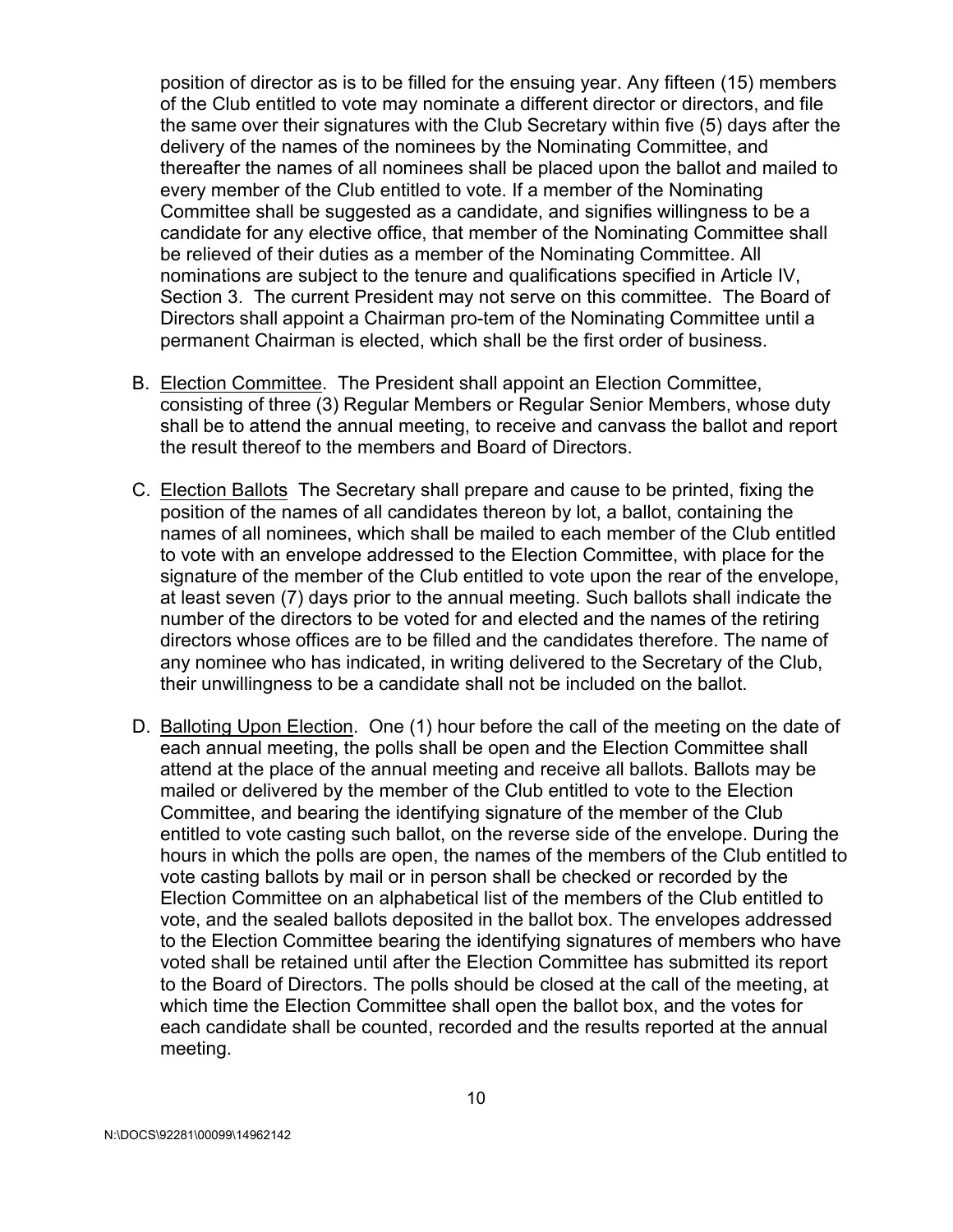position of director as is to be filled for the ensuing year. Any fifteen (15) members of the Club entitled to vote may nominate a different director or directors, and file the same over their signatures with the Club Secretary within five (5) days after the delivery of the names of the nominees by the Nominating Committee, and thereafter the names of all nominees shall be placed upon the ballot and mailed to every member of the Club entitled to vote. If a member of the Nominating Committee shall be suggested as a candidate, and signifies willingness to be a candidate for any elective office, that member of the Nominating Committee shall be relieved of their duties as a member of the Nominating Committee. All nominations are subject to the tenure and qualifications specified in Article IV, Section 3. The current President may not serve on this committee. The Board of Directors shall appoint a Chairman pro-tem of the Nominating Committee until a permanent Chairman is elected, which shall be the first order of business.

B. Election Committee. The President shall appoint an Election Committee, consisting of three (3) Regular Members or Regular Senior Members, whose duty shall be to attend the annual meeting, to receive and canvass the ballot and report the result thereof to the members and Board of Directors.

C. Election Ballots The Secretary shall prepare and cause to be printed, fixing the position of the names of all candidates thereon by lot, a ballot, containing the names of all nominees, which shall be mailed to each member of the Club entitled to vote with an envelope addressed to the Election Committee, with place for the signature of the member of the Club entitled to vote upon the rear of the envelope, at least seven (7) days prior to the annual meeting. Such ballots shall indicate the number of the directors to be voted for and elected and the names of the retiring directors whose offices are to be filled and the candidates therefore. The name of any nominee who has indicated, in writing delivered to the Secretary of the Club, their unwillingness to be a candidate shall not be included on the ballot.

D. Balloting Upon Election. One (1) hour before the call of the meeting on the date of each annual meeting, the polls shall be open and the Election Committee shall attend at the place of the annual meeting and receive all ballots. Ballots may be mailed or delivered by the member of the Club entitled to vote to the Election Committee, and bearing the identifying signature of the member of the Club entitled to vote casting such ballot, on the reverse side of the envelope. During the hours in which the polls are open, the names of the members of the Club entitled to vote casting ballots by mail or in person shall be checked or recorded by the Election Committee on an alphabetical list of the members of the Club entitled to vote, and the sealed ballots deposited in the ballot box. The envelopes addressed to the Election Committee bearing the identifying signatures of members who have voted shall be retained until after the Election Committee has submitted its report to the Board of Directors. The polls should be closed at the call of the meeting, at which time the Election Committee shall open the ballot box, and the votes for each candidate shall be counted, recorded and the results reported at the annual meeting.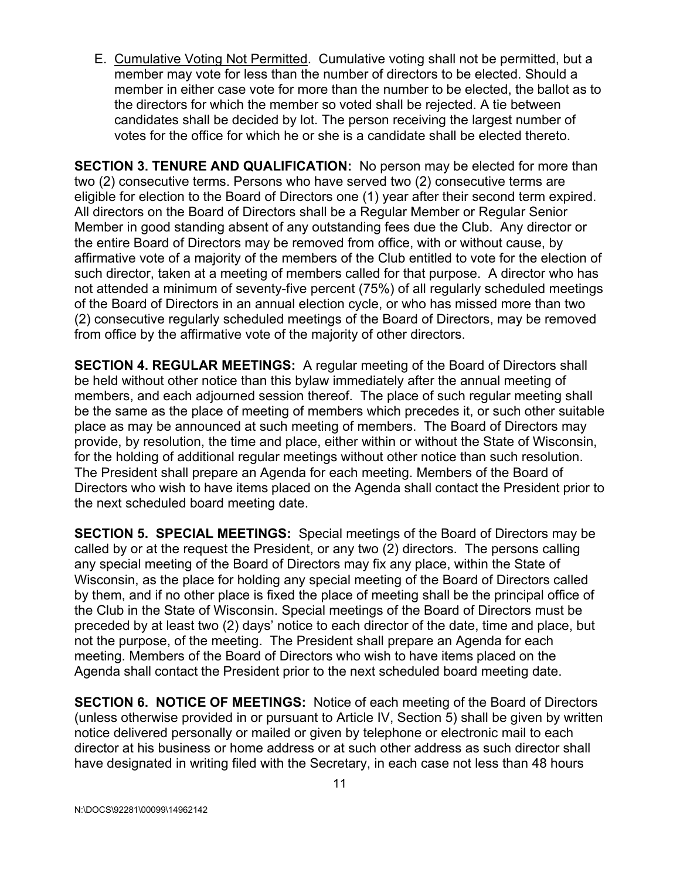E. <u>Cumulative Voting Not Permitted</u>. Cumulative voting shall not be permitted, but a member may vote for less than the number of directors to be elected. Should a member in either case vote for more than the number to be elected, the ballot as to the directors for which the member so voted shall be rejected. A tie between candidates shall be decided by lot. The person receiving the largest number of votes for the office for which he or she is a candidate shall be elected thereto.

**SECTION 3. TENURE AND QUALIFICATION:** No person may be elected for more than two (2) consecutive terms. Persons who have served two (2) consecutive terms are eligible for election to the Board of Directors one (1) year after their second term expired. All directors on the Board of Directors shall be a Regular Member or Regular Senior Member in good standing absent of any outstanding fees due the Club. Any director or the entire Board of Directors may be removed from office, with or without cause, by affirmative vote of a majority of the members of the Club entitled to vote for the election of such director, taken at a meeting of members called for that purpose. A director who has not attended a minimum of seventy-five percent (75%) of all regularly scheduled meetings of the Board of Directors in an annual election cycle, or who has missed more than two (2) consecutive regularly scheduled meetings of the Board of Directors, may be removed from office by the affirmative vote of the majority of other directors.

**SECTION 4. REGULAR MEETINGS:** A regular meeting of the Board of Directors shall be held without other notice than this bylaw immediately after the annual meeting of members, and each adjourned session thereof. The place of such regular meeting shall be the same as the place of meeting of members which precedes it, or such other suitable place as may be announced at such meeting of members. The Board of Directors may provide, by resolution, the time and place, either within or without the State of Wisconsin, for the holding of additional regular meetings without other notice than such resolution. The President shall prepare an Agenda for each meeting. Members of the Board of Directors who wish to have items placed on the Agenda shall contact the President prior to the next scheduled board meeting date.

**SECTION 5. SPECIAL MEETINGS:** Special meetings of the Board of Directors may be called by or at the request the President, or any two (2) directors. The persons calling any special meeting of the Board of Directors may fix any place, within the State of Wisconsin, as the place for holding any special meeting of the Board of Directors called by them, and if no other place is fixed the place of meeting shall be the principal office of the Club in the State of Wisconsin. Special meetings of the Board of Directors must be preceded by at least two (2) days' notice to each director of the date, time and place, but not the purpose, of the meeting. The President shall prepare an Agenda for each meeting. Members of the Board of Directors who wish to have items placed on the Agenda shall contact the President prior to the next scheduled board meeting date.

**SECTION 6. NOTICE OF MEETINGS:** Notice of each meeting of the Board of Directors (unless otherwise provided in or pursuant to Article IV, Section 5) shall be given by written notice delivered personally or mailed or given by telephone or electronic mail to each director at his business or home address or at such other address as such director shall have designated in writing filed with the Secretary, in each case not less than 48 hours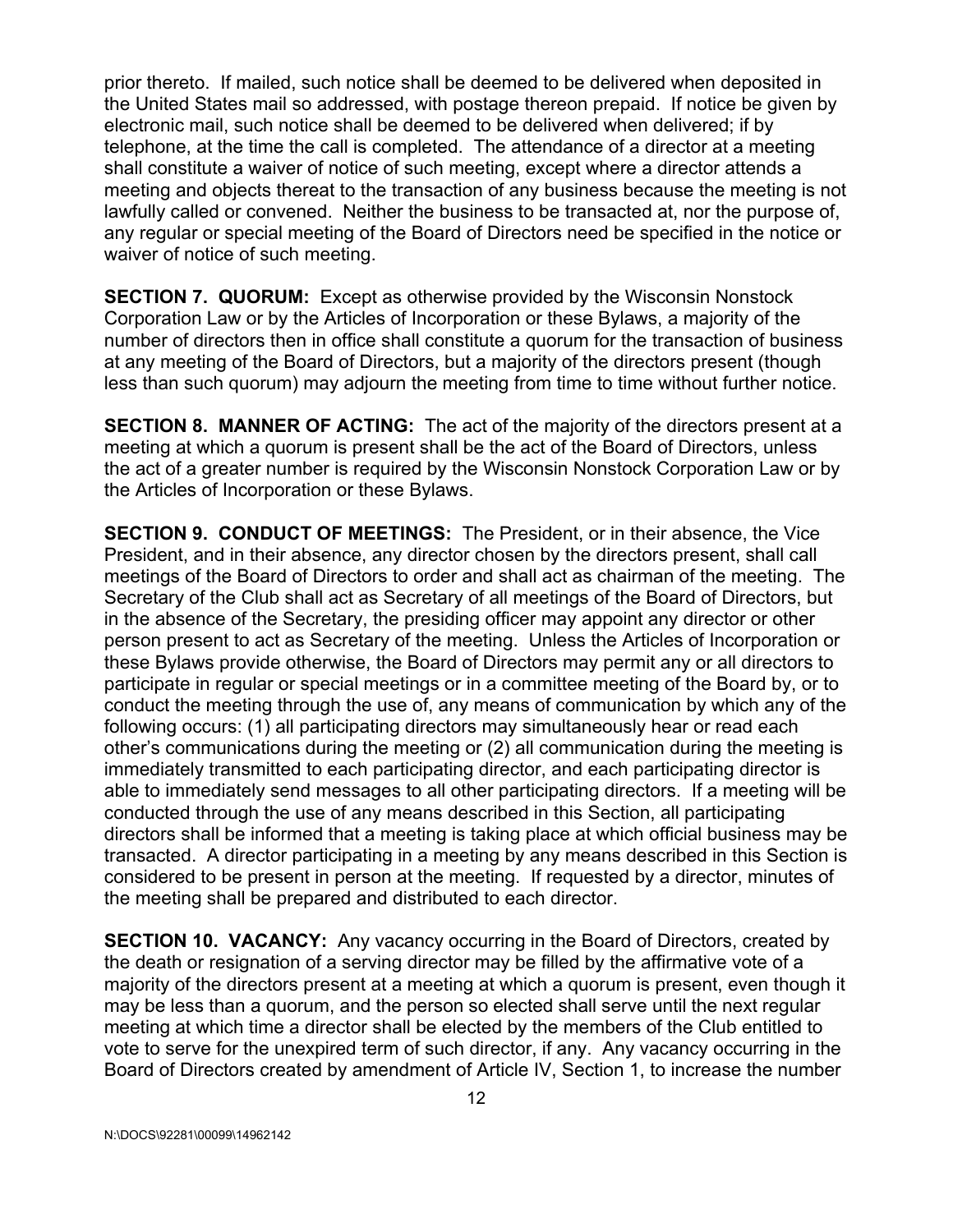prior thereto. If mailed, such notice shall be deemed to be delivered when deposited in the United States mail so addressed, with postage thereon prepaid. If notice be given by electronic mail, such notice shall be deemed to be delivered when delivered; if by telephone, at the time the call is completed. The attendance of a director at a meeting shall constitute a waiver of notice of such meeting, except where a director attends a meeting and objects thereat to the transaction of any business because the meeting is not lawfully called or convened. Neither the business to be transacted at, nor the purpose of, any regular or special meeting of the Board of Directors need be specified in the notice or waiver of notice of such meeting.

**SECTION 7. QUORUM:** Except as otherwise provided by the Wisconsin Nonstock Corporation Law or by the Articles of Incorporation or these Bylaws, a majority of the number of directors then in office shall constitute a quorum for the transaction of business at any meeting of the Board of Directors, but a majority of the directors present (though less than such quorum) may adjourn the meeting from time to time without further notice.

**SECTION 8. MANNER OF ACTING:** The act of the majority of the directors present at a meeting at which a quorum is present shall be the act of the Board of Directors, unless the act of a greater number is required by the Wisconsin Nonstock Corporation Law or by the Articles of Incorporation or these Bylaws.

**SECTION 9. CONDUCT OF MEETINGS:** The President, or in their absence, the Vice President, and in their absence, any director chosen by the directors present, shall call meetings of the Board of Directors to order and shall act as chairman of the meeting. The Secretary of the Club shall act as Secretary of all meetings of the Board of Directors, but in the absence of the Secretary, the presiding officer may appoint any director or other person present to act as Secretary of the meeting. Unless the Articles of Incorporation or these Bylaws provide otherwise, the Board of Directors may permit any or all directors to participate in regular or special meetings or in a committee meeting of the Board by, or to conduct the meeting through the use of, any means of communication by which any of the following occurs: (1) all participating directors may simultaneously hear or read each other's communications during the meeting or (2) all communication during the meeting is immediately transmitted to each participating director, and each participating director is able to immediately send messages to all other participating directors. If a meeting will be conducted through the use of any means described in this Section, all participating directors shall be informed that a meeting is taking place at which official business may be transacted. A director participating in a meeting by any means described in this Section is considered to be present in person at the meeting. If requested by a director, minutes of the meeting shall be prepared and distributed to each director.

**SECTION 10. VACANCY:** Any vacancy occurring in the Board of Directors, created by the death or resignation of a serving director may be filled by the affirmative vote of a majority of the directors present at a meeting at which a quorum is present, even though it may be less than a quorum, and the person so elected shall serve until the next regular meeting at which time a director shall be elected by the members of the Club entitled to vote to serve for the unexpired term of such director, if any. Any vacancy occurring in the Board of Directors created by amendment of Article IV, Section 1, to increase the number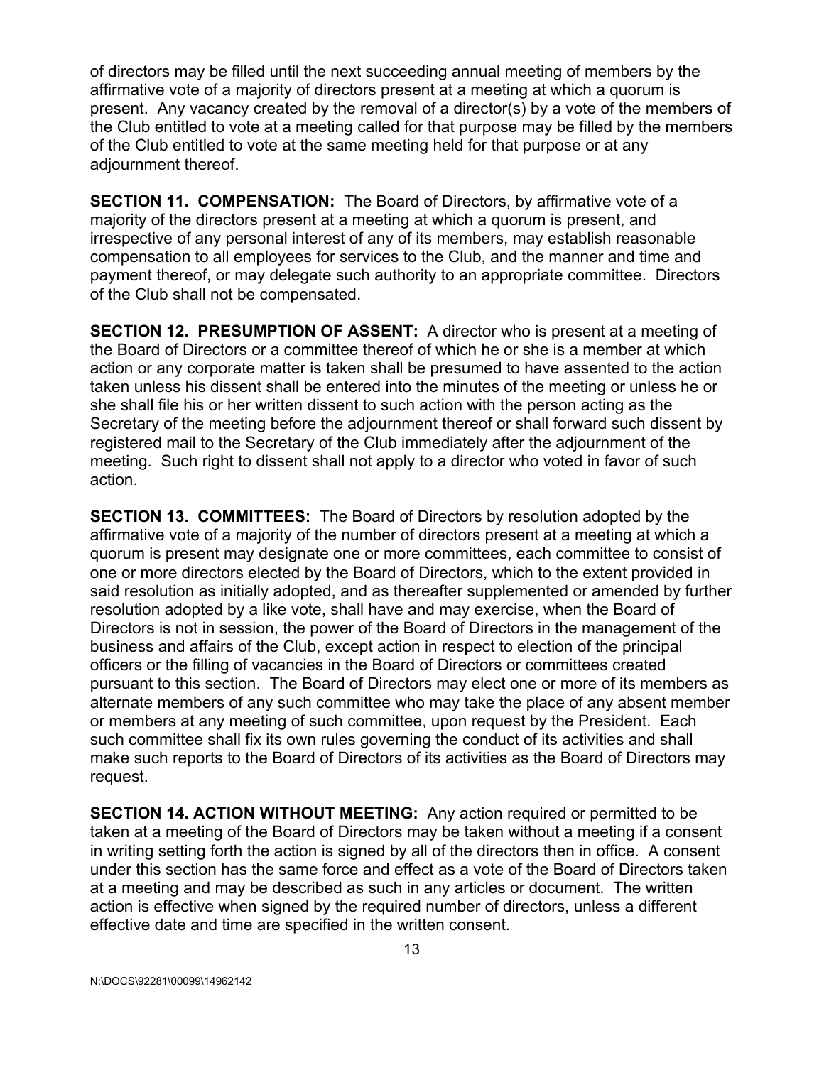of directors may be filled until the next succeeding annual meeting of members by the affirmative vote of a majority of directors present at a meeting at which a quorum is present. Any vacancy created by the removal of a director(s) by a vote of the members of the Club entitled to vote at a meeting called for that purpose may be filled by the members of the Club entitled to vote at the same meeting held for that purpose or at any adjournment thereof.

**SECTION 11. COMPENSATION:** The Board of Directors, by affirmative vote of a majority of the directors present at a meeting at which a quorum is present, and irrespective of any personal interest of any of its members, may establish reasonable compensation to all employees for services to the Club, and the manner and time and payment thereof, or may delegate such authority to an appropriate committee. Directors of the Club shall not be compensated.

**SECTION 12. PRESUMPTION OF ASSENT:** A director who is present at a meeting of the Board of Directors or a committee thereof of which he or she is a member at which action or any corporate matter is taken shall be presumed to have assented to the action taken unless his dissent shall be entered into the minutes of the meeting or unless he or she shall file his or her written dissent to such action with the person acting as the Secretary of the meeting before the adjournment thereof or shall forward such dissent by registered mail to the Secretary of the Club immediately after the adjournment of the meeting. Such right to dissent shall not apply to a director who voted in favor of such action.

**SECTION 13. COMMITTEES:** The Board of Directors by resolution adopted by the affirmative vote of a majority of the number of directors present at a meeting at which a quorum is present may designate one or more committees, each committee to consist of one or more directors elected by the Board of Directors, which to the extent provided in said resolution as initially adopted, and as thereafter supplemented or amended by further resolution adopted by a like vote, shall have and may exercise, when the Board of Directors is not in session, the power of the Board of Directors in the management of the business and affairs of the Club, except action in respect to election of the principal officers or the filling of vacancies in the Board of Directors or committees created pursuant to this section. The Board of Directors may elect one or more of its members as alternate members of any such committee who may take the place of any absent member or members at any meeting of such committee, upon request by the President. Each such committee shall fix its own rules governing the conduct of its activities and shall make such reports to the Board of Directors of its activities as the Board of Directors may request.

**SECTION 14. ACTION WITHOUT MEETING:** Any action required or permitted to be taken at a meeting of the Board of Directors may be taken without a meeting if a consent in writing setting forth the action is signed by all of the directors then in office. A consent under this section has the same force and effect as a vote of the Board of Directors taken at a meeting and may be described as such in any articles or document. The written action is effective when signed by the required number of directors, unless a different effective date and time are specified in the written consent.

N:\DOCS\92281\00099\14962142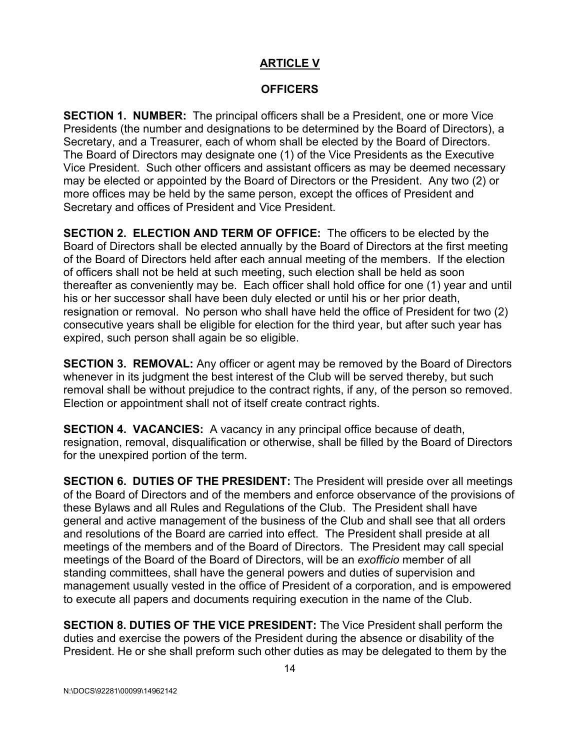## ARTICLE V

## OFFICERS

**SECTION 1. NUMBER:** The principal officers shall be a President, one or more Vice Presidents (the number and designations to be determined by the Board of Directors), a Secretary, and a Treasurer, each of whom shall be elected by the Board of Directors. The Board of Directors may designate one (1) of the Vice Presidents as the Executive Vice President. Such other officers and assistant officers as may be deemed necessary may be elected or appointed by the Board of Directors or the President. Any two (2) or more offices may be held by the same person, except the offices of President and Secretary and offices of President and Vice President.

**SECTION 2. ELECTION AND TERM OF OFFICE:** The officers to be elected by the Board of Directors shall be elected annually by the Board of Directors at the first meeting of the Board of Directors held after each annual meeting of the members. If the election of officers shall not be held at such meeting, such election shall be held as soon thereafter as conveniently may be. Each officer shall hold office for one (1) year and until his or her successor shall have been duly elected or until his or her prior death, resignation or removal. No person who shall have held the office of President for two (2) consecutive years shall be eligible for election for the third year, but after such year has expired, such person shall again be so eligible.

**SECTION 3. REMOVAL:** Any officer or agent may be removed by the Board of Directors whenever in its judgment the best interest of the Club will be served thereby, but such removal shall be without prejudice to the contract rights, if any, of the person so removed. Election or appointment shall not of itself create contract rights.

**SECTION 4. VACANCIES:** A vacancy in any principal office because of death, resignation, removal, disqualification or otherwise, shall be filled by the Board of Directors for the unexpired portion of the term.

**SECTION 6. DUTIES OF THE PRESIDENT:** The President will preside over all meetings of the Board of Directors and of the members and enforce observance of the provisions of these Bylaws and all Rules and Regulations of the Club. The President shall have general and active management of the business of the Club and shall see that all orders and resolutions of the Board are carried into effect. The President shall preside at all meetings of the members and of the Board of Directors. The President may call special meetings of the Board of the Board of Directors, will be an *exofficio* member of all standing committees, shall have the general powers and duties of supervision and management usually vested in the office of President of a corporation, and is empowered to execute all papers and documents requiring execution in the name of the Club.

**SECTION 8. DUTIES OF THE VICE PRESIDENT:** The Vice President shall perform the duties and exercise the powers of the President during the absence or disability of the President. He or she shall preform such other duties as may be delegated to them by the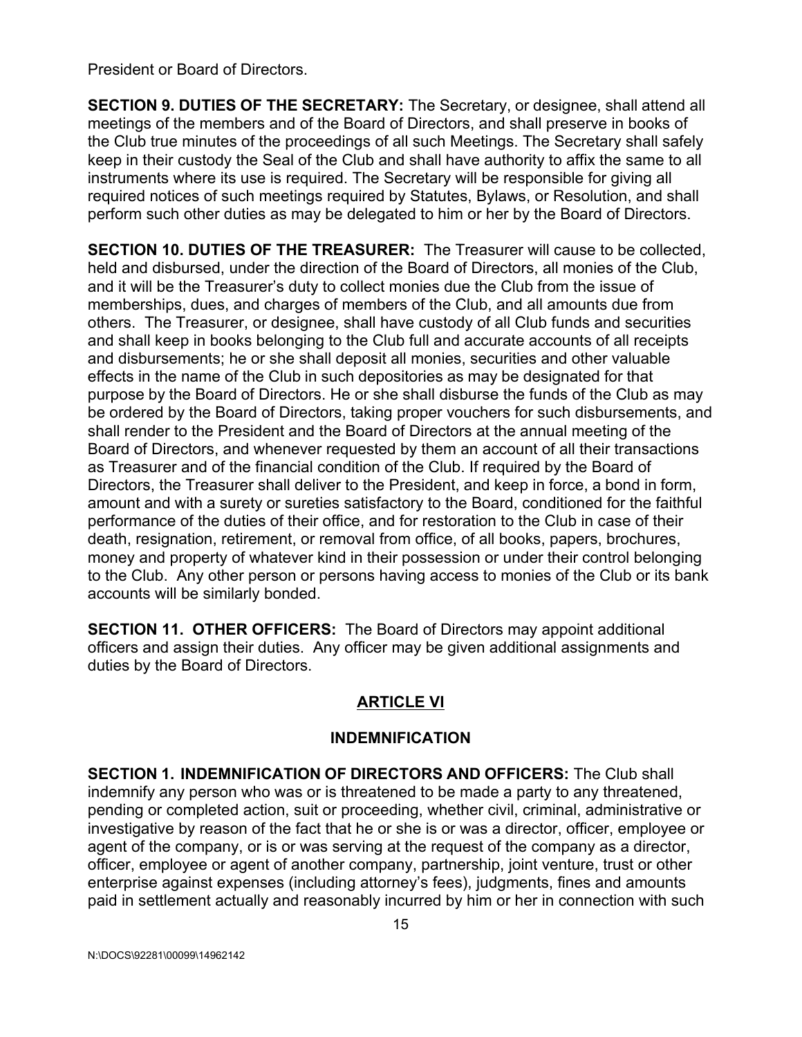President or Board of Directors.

**SECTION 9. DUTIES OF THE SECRETARY:** The Secretary, or designee, shall attend all meetings of the members and of the Board of Directors, and shall preserve in books of the Club true minutes of the proceedings of all such Meetings. The Secretary shall safely keep in their custody the Seal of the Club and shall have authority to affix the same to all instruments where its use is required. The Secretary will be responsible for giving all required notices of such meetings required by Statutes, Bylaws, or Resolution, and shall perform such other duties as may be delegated to him or her by the Board of Directors.

**SECTION 10. DUTIES OF THE TREASURER:** The Treasurer will cause to be collected, held and disbursed, under the direction of the Board of Directors, all monies of the Club, and it will be the Treasurer's duty to collect monies due the Club from the issue of memberships, dues, and charges of members of the Club, and all amounts due from others. The Treasurer, or designee, shall have custody of all Club funds and securities and shall keep in books belonging to the Club full and accurate accounts of all receipts and disbursements; he or she shall deposit all monies, securities and other valuable effects in the name of the Club in such depositories as may be designated for that purpose by the Board of Directors. He or she shall disburse the funds of the Club as may be ordered by the Board of Directors, taking proper vouchers for such disbursements, and shall render to the President and the Board of Directors at the annual meeting of the Board of Directors, and whenever requested by them an account of all their transactions as Treasurer and of the financial condition of the Club. If required by the Board of Directors, the Treasurer shall deliver to the President, and keep in force, a bond in form, amount and with a surety or sureties satisfactory to the Board, conditioned for the faithful performance of the duties of their office, and for restoration to the Club in case of their death, resignation, retirement, or removal from office, of all books, papers, brochures, money and property of whatever kind in their possession or under their control belonging to the Club. Any other person or persons having access to monies of the Club or its bank accounts will be similarly bonded.

**SECTION 11. OTHER OFFICERS:** The Board of Directors may appoint additional officers and assign their duties. Any officer may be given additional assignments and duties by the Board of Directors.

## ARTICLE VI

## INDEMNIFICATION

**SECTION 1. INDEMNIFICATION OF DIRECTORS AND OFFICERS:** The Club shall indemnify any person who was or is threatened to be made a party to any threatened, pending or completed action, suit or proceeding, whether civil, criminal, administrative or investigative by reason of the fact that he or she is or was a director, officer, employee or agent of the company, or is or was serving at the request of the company as a director, officer, employee or agent of another company, partnership, joint venture, trust or other enterprise against expenses (including attorney's fees), judgments, fines and amounts paid in settlement actually and reasonably incurred by him or her in connection with such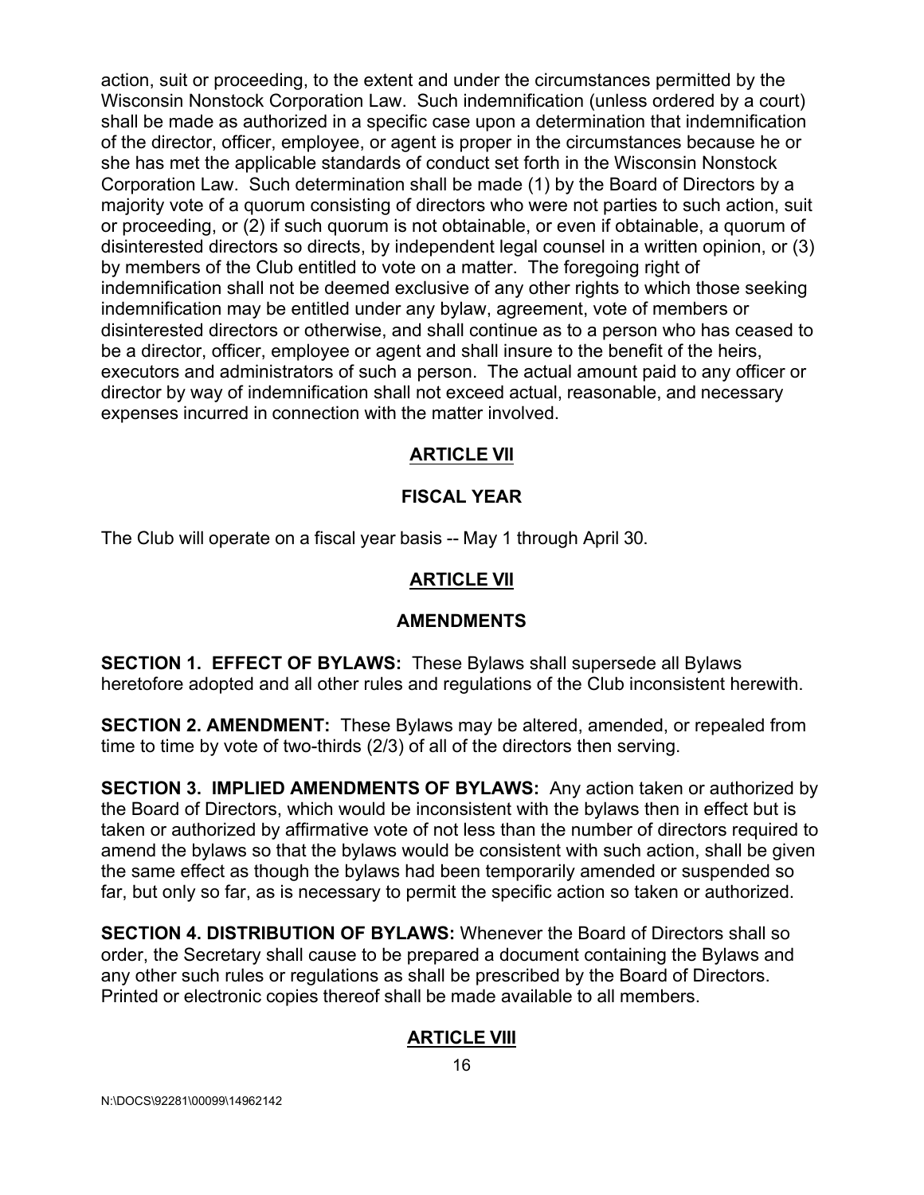action, suit or proceeding, to the extent and under the circumstances permitted by the Wisconsin Nonstock Corporation Law. Such indemnification (unless ordered by a court) shall be made as authorized in a specific case upon a determination that indemnification of the director, officer, employee, or agent is proper in the circumstances because he or she has met the applicable standards of conduct set forth in the Wisconsin Nonstock Corporation Law. Such determination shall be made (1) by the Board of Directors by a majority vote of a quorum consisting of directors who were not parties to such action, suit or proceeding, or (2) if such quorum is not obtainable, or even if obtainable, a quorum of disinterested directors so directs, by independent legal counsel in a written opinion, or (3) by members of the Club entitled to vote on a matter. The foregoing right of indemnification shall not be deemed exclusive of any other rights to which those seeking indemnification may be entitled under any bylaw, agreement, vote of members or disinterested directors or otherwise, and shall continue as to a person who has ceased to be a director, officer, employee or agent and shall insure to the benefit of the heirs, executors and administrators of such a person. The actual amount paid to any officer or director by way of indemnification shall not exceed actual, reasonable, and necessary expenses incurred in connection with the matter involved.

## ARTICLE VII

## FISCAL YEAR

The Club will operate on a fiscal year basis -- May 1 through April 30.

## ARTICLE VII

## AMENDMENTS

**SECTION 1. EFFECT OF BYLAWS:** These Bylaws shall supersede all Bylaws heretofore adopted and all other rules and regulations of the Club inconsistent herewith.

**SECTION 2. AMENDMENT:** These Bylaws may be altered, amended, or repealed from time to time by vote of two-thirds (2/3) of all of the directors then serving.

**SECTION 3. IMPLIED AMENDMENTS OF BYLAWS:** Any action taken or authorized by the Board of Directors, which would be inconsistent with the bylaws then in effect but is taken or authorized by affirmative vote of not less than the number of directors required to amend the bylaws so that the bylaws would be consistent with such action, shall be given the same effect as though the bylaws had been temporarily amended or suspended so far, but only so far, as is necessary to permit the specific action so taken or authorized.

**SECTION 4. DISTRIBUTION OF BYLAWS:** Whenever the Board of Directors shall so order, the Secretary shall cause to be prepared a document containing the Bylaws and any other such rules or regulations as shall be prescribed by the Board of Directors. Printed or electronic copies thereof shall be made available to all members.

## ARTICLE VIII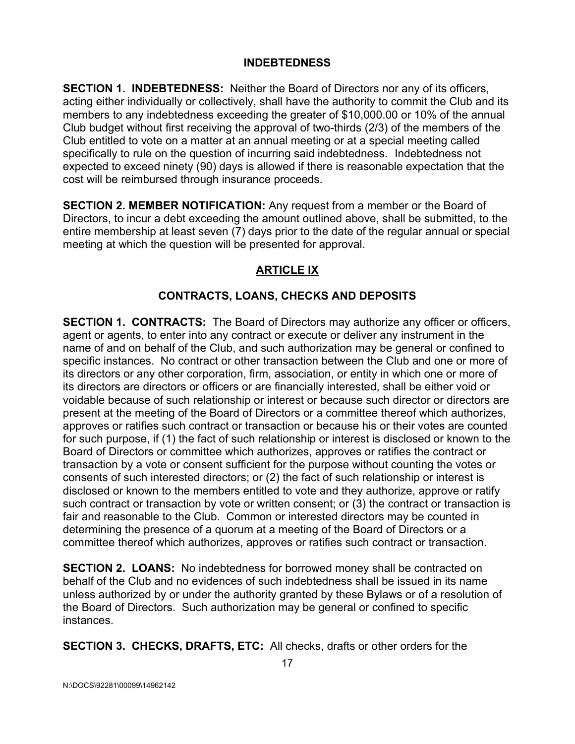## INDEBTEDNESS

**SECTION 1. INDEBTEDNESS:** Neither the Board of Directors nor any of its officers, acting either individually or collectively, shall have the authority to commit the Club and its members to any indebtedness exceeding the greater of $10,000.00 or 10% of the annual Club budget without first receiving the approval of two-thirds (2/3) of the members of the Club entitled to vote on a matter at an annual meeting or at a special meeting called specifically to rule on the question of incurring said indebtedness. Indebtedness not expected to exceed ninety (90) days is allowed if there is reasonable expectation that the cost will be reimbursed through insurance proceeds.

**SECTION 2. MEMBER NOTIFICATION:** Any request from a member or the Board of Directors, to incur a debt exceeding the amount outlined above, shall be submitted, to the entire membership at least seven (7) days prior to the date of the regular annual or special meeting at which the question will be presented for approval.

## ARTICLE IX

## CONTRACTS, LOANS, CHECKS AND DEPOSITS

**SECTION 1. CONTRACTS:** The Board of Directors may authorize any officer or officers, agent or agents, to enter into any contract or execute or deliver any instrument in the name of and on behalf of the Club, and such authorization may be general or confined to specific instances. No contract or other transaction between the Club and one or more of its directors or any other corporation, firm, association, or entity in which one or more of its directors are directors or officers or are financially interested, shall be either void or voidable because of such relationship or interest or because such director or directors are present at the meeting of the Board of Directors or a committee thereof which authorizes, approves or ratifies such contract or transaction or because his or their votes are counted for such purpose, if (1) the fact of such relationship or interest is disclosed or known to the Board of Directors or committee which authorizes, approves or ratifies the contract or transaction by a vote or consent sufficient for the purpose without counting the votes or consents of such interested directors; or (2) the fact of such relationship or interest is disclosed or known to the members entitled to vote and they authorize, approve or ratify such contract or transaction by vote or written consent; or (3) the contract or transaction is fair and reasonable to the Club. Common or interested directors may be counted in determining the presence of a quorum at a meeting of the Board of Directors or a committee thereof which authorizes, approves or ratifies such contract or transaction.

**SECTION 2. LOANS:** No indebtedness for borrowed money shall be contracted on behalf of the Club and no evidences of such indebtedness shall be issued in its name unless authorized by or under the authority granted by these Bylaws or of a resolution of the Board of Directors. Such authorization may be general or confined to specific instances.

**SECTION 3. CHECKS, DRAFTS, ETC:** All checks, drafts or other orders for the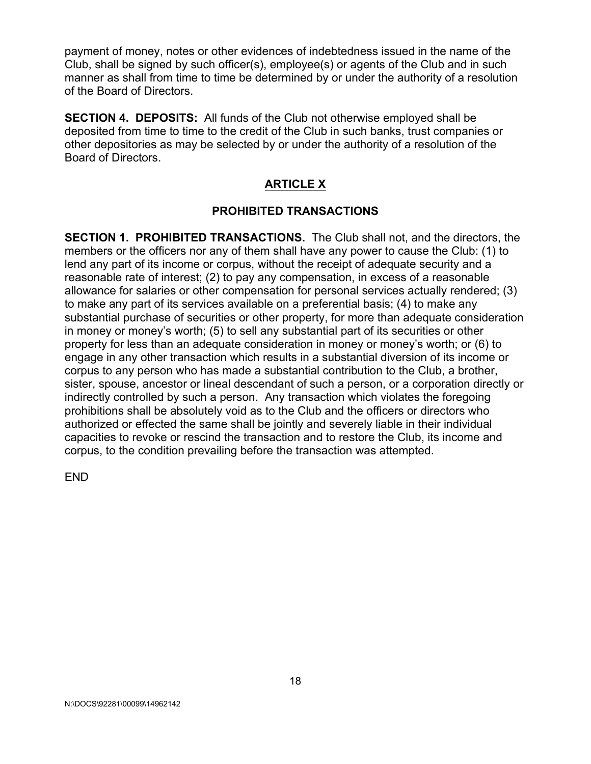payment of money, notes or other evidences of indebtedness issued in the name of the Club, shall be signed by such officer(s), employee(s) or agents of the Club and in such manner as shall from time to time be determined by or under the authority of a resolution of the Board of Directors.

**SECTION 4. DEPOSITS:** All funds of the Club not otherwise employed shall be deposited from time to time to the credit of the Club in such banks, trust companies or other depositories as may be selected by or under the authority of a resolution of the Board of Directors.

## ARTICLE X

## PROHIBITED TRANSACTIONS

**SECTION 1. PROHIBITED TRANSACTIONS.** The Club shall not, and the directors, the members or the officers nor any of them shall have any power to cause the Club: (1) to lend any part of its income or corpus, without the receipt of adequate security and a reasonable rate of interest; (2) to pay any compensation, in excess of a reasonable allowance for salaries or other compensation for personal services actually rendered; (3) to make any part of its services available on a preferential basis; (4) to make any substantial purchase of securities or other property, for more than adequate consideration in money or money's worth; (5) to sell any substantial part of its securities or other property for less than an adequate consideration in money or money's worth; or (6) to engage in any other transaction which results in a substantial diversion of its income or corpus to any person who has made a substantial contribution to the Club, a brother, sister, spouse, ancestor or lineal descendant of such a person, or a corporation directly or indirectly controlled by such a person. Any transaction which violates the foregoing prohibitions shall be absolutely void as to the Club and the officers or directors who authorized or effected the same shall be jointly and severely liable in their individual capacities to revoke or rescind the transaction and to restore the Club, its income and corpus, to the condition prevailing before the transaction was attempted.

END

N:\DOCS\92281\00099\14962142